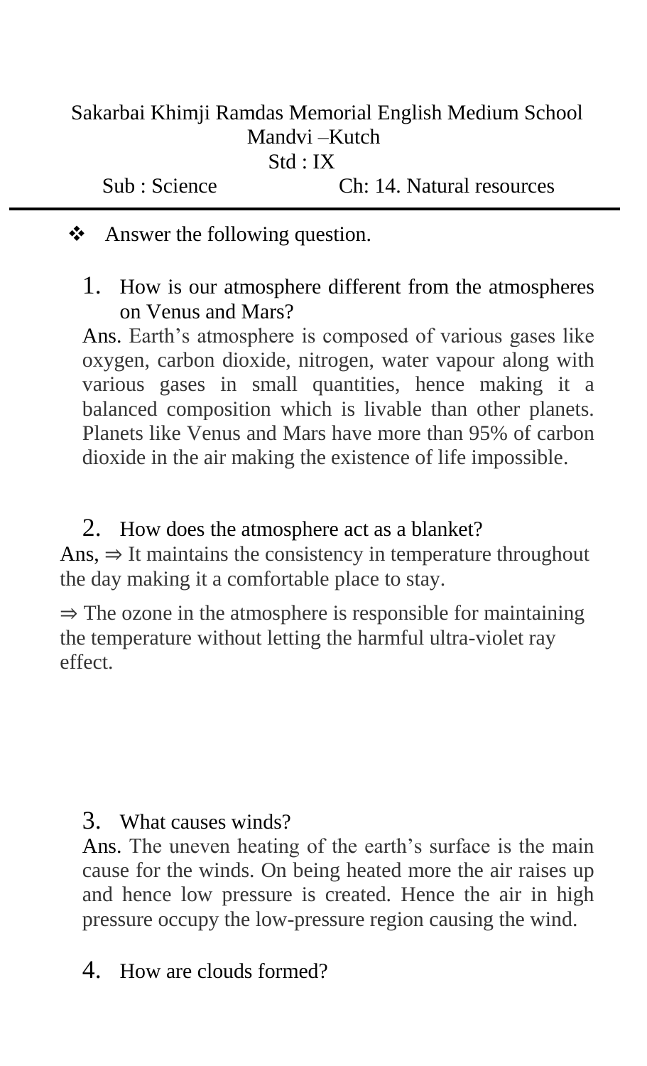Sakarbai Khimji Ramdas Memorial English Medium School
Mandvi –Kutch
Std : IX

Sub : Science Ch: 14. Natural resources

---

❖ Answer the following question.

1. How is our atmosphere different from the atmospheres on Venus and Mars?

Ans. Earth's atmosphere is composed of various gases like oxygen, carbon dioxide, nitrogen, water vapour along with various gases in small quantities, hence making it a balanced composition which is livable than other planets. Planets like Venus and Mars have more than 95% of carbon dioxide in the air making the existence of life impossible.

2. How does the atmosphere act as a blanket?

Ans, ⇒ It maintains the consistency in temperature throughout the day making it a comfortable place to stay.

⇒ The ozone in the atmosphere is responsible for maintaining the temperature without letting the harmful ultra-violet ray effect.

3. What causes winds?

Ans. The uneven heating of the earth's surface is the main cause for the winds. On being heated more the air raises up and hence low pressure is created. Hence the air in high pressure occupy the low-pressure region causing the wind.

4. How are clouds formed?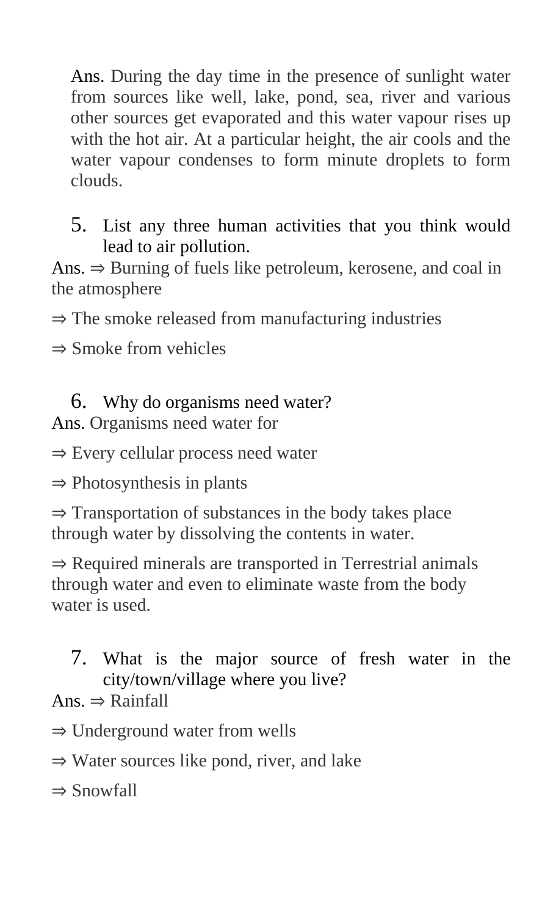Ans. During the day time in the presence of sunlight water from sources like well, lake, pond, sea, river and various other sources get evaporated and this water vapour rises up with the hot air. At a particular height, the air cools and the water vapour condenses to form minute droplets to form clouds.

5. List any three human activities that you think would lead to air pollution.

Ans. ⇒ Burning of fuels like petroleum, kerosene, and coal in the atmosphere

⇒ The smoke released from manufacturing industries

⇒ Smoke from vehicles

6. Why do organisms need water?

Ans. Organisms need water for

⇒ Every cellular process need water

⇒ Photosynthesis in plants

⇒ Transportation of substances in the body takes place through water by dissolving the contents in water.

⇒ Required minerals are transported in Terrestrial animals through water and even to eliminate waste from the body water is used.

7. What is the major source of fresh water in the city/town/village where you live?

Ans. ⇒ Rainfall

⇒ Underground water from wells

⇒ Water sources like pond, river, and lake

⇒ Snowfall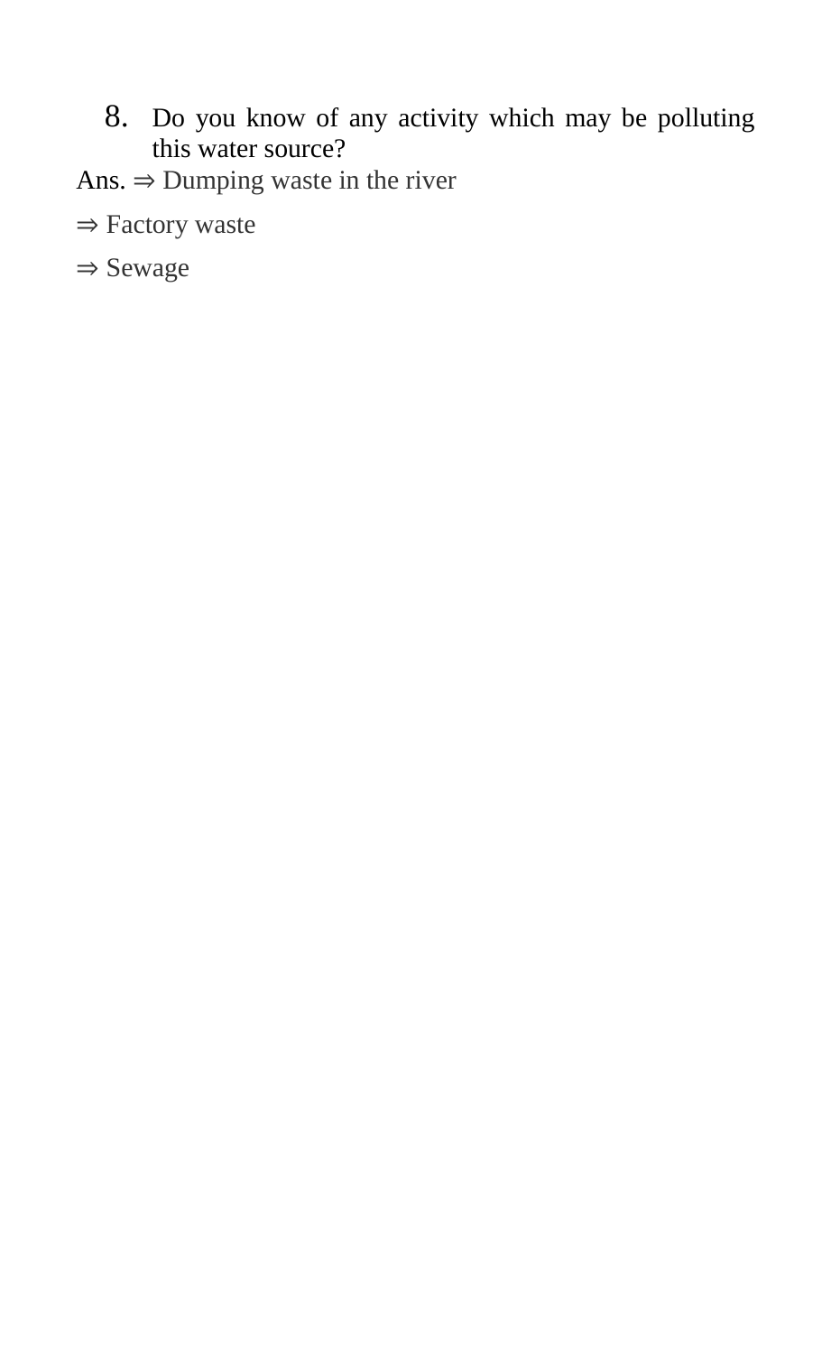8. Do you know of any activity which may be polluting this water source?

Ans. ⇒ Dumping waste in the river

⇒ Factory waste

⇒ Sewage